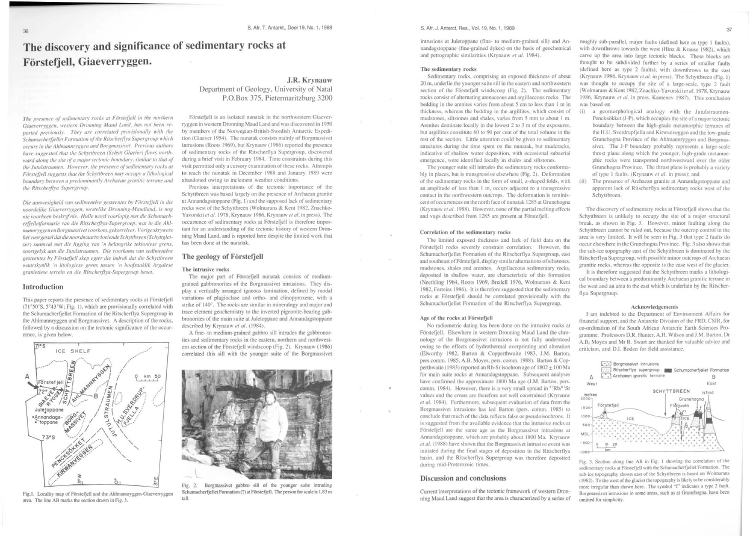# The discovery and significance of sedimentary rocks at Förstefjell, Giaeverryggen.

**J.R. Krynauw**
Department of Geology, University of Natal
P.O.Box 375, Pietermaritzburg 3200

*The presence of sedimentary rocks at Förstefjell in the northern Giaeverryggen, western Dronning Maud Land, has not been reported previously. They are correlated provisionally with the Schumacherfjellet Formation of the Ritscherflya Supergroup which occurs in the Ahlmannryggen and Borgmassivet. Previous authors have suggested that the Schyttbreen (Schytt Glacier) flows northward along the site of a major tectonic boundary, similar to that of the Jutulstraumen. However, the presence of sedimentary rocks at Förstefjell suggests that the Schyttbreen may occupy a lithological boundary between a predominantly Archaean granitic terrane and the Ritscherflya Supergroup.*

*Die aanwesigheid van sedimentêre gesteentes by Förstefjell in die noordelike Giaeverryggen, westelike Dronning-Maudland, is nog nie voorheen beskryf nie. Hulle word voorlopig met die Schumacherfjelletformasie van die Ritscherflya-Supergroep, wat in die Ahlmannryggen en Borgmassivet voorkom, gekorreleer. Vorige skrywers het voorgestel dat die noordwaartsvloeiende Schyttbreen (Schyttgletser) saamval met die ligging van 'n belangrike tektoniese grens, soortgelyk aan die Jutulstraumen. Die voorkoms van sedimentêre gesteentes by Förstefjell skep egter die indruk dat die Schyttbreen waarskynlik 'n litologiese grens tussen 'n hoofsaaklik Argaïese granitiese terrein en die Ritscherflya-Supergroep beset.*

## Introduction

This paper reports the presence of sedimentary rocks at Förstefjell (71°50'S, 5°43'W; Fig. 1), which are provisionally correlated with the Schumacherfjellet Formation of the Ritscherflya Supergroup in the Ahlmannryggen and Borgmassivet. A description of the rocks, followed by a discussion on the tectonic significance of the occurrence, is given below.

Fig.1. Locality map of Förstefjell and the Ahlmannryggen-Giaeverryggen area. The line AB marks the section drawn in Fig. 3.

Förstefjell is an isolated nunatak in the northwestern Giaeverryggen in western Dronning Maud Land and was discovered in 1950 by members of the Norwegian-British-Swedish Antarctic Expedition (Giaever 1954). The nunatak consists mainly of Borgmassivet intrusions (Roots 1969), but Krynauw (1986) reported the presence of sedimentary rocks of the Ritscherflya Supergroup, discovered during a brief visit in February 1984. Time constraints during this visit permitted only a cursory examination of these rocks. Attempts to reach the nunatak in December 1988 and January 1989 were abandoned owing to inclement weather conditions.

Previous interpretations of the tectonic importance of the Schyttbreen was based largely on the presence of Archaean granite at Annandagstoppane (Fig. 1) and the supposed lack of sedimentary rocks west of the Schyttbreen (Wolmarans & Kent 1982, Znachko-Yavorskii *et al.* 1978, Krynauw 1986, Krynauw *et al.* in press). The occurrence of sedimentary rocks at Förstefjell is therefore important for an understanding of the tectonic history of western Dronning Maud Land, and is reported here despite the limited work that has been done at the nunatak.

## The geology of Förstefjell

### The intrusive rocks

The major part of Förstefjell nunatak consists of medium-grained gabbronorites of the Borgmassivet intrusions. They display a vertically arranged igneous lamination, defined by modal variations of plagioclase and ortho- and clinopyroxene, with a strike of 140°. The rocks are similar in mineralogy and major and trace element geochemistry to the inverted pigeonite-bearing gabbronorites of the main suite at Juletoppane and Annandagstoppane described by Krynauw *et al.* (1984).

A fine- to medium-grained gabbro sill intrudes the gabbronorites and sedimentary rocks in the eastern, northern and northwestern section of the Förstefjell windscoop (Fig. 2). Krynauw (1986) correlated this sill with the younger suite of the Borgmassivet intrusions at Juletoppane (fine- to medium-grained sill) and Annandagstoppane (fine-grained dykes) on the basis of geochemical and petrographic similarities (Krynauw *et al.* 1984).

Fig. 2. Borgmassivet gabbro sill of the younger suite intruding Schumacherfjellet Formation (?) at Förstefjell. The person for scale is 1,83 m tall.

### The sedimentary rocks

Sedimentary rocks, comprising an exposed thickness of about 20 m, underlie the younger suite sill in the eastern and northwestern section of the Förstefjell windscoop (Fig. 2). The sedimentary rocks consist of alternating arenaceous and argillaceous rocks. The bedding in the arenites varies from about 5 cm to less than 1 m in thickness, whereas the bedding in the argillites, which consist of mudstones, siltstones and shales, varies from 5 mm to about 1 m. Arenites dominate locally in the lowest 2 to 3 m of the exposures, but argillites constitute 60 to 90 per cent of the total volume in the rest of the section. Little attention could be given to sedimentary structures during the time spent on the nunatak, but mudcracks, indicative of shallow water deposition, with occasional subaerial emergence, were identified locally in shales and siltstones.

The younger suite sill intrudes the sedimentary rocks conformably in places, but is transgressive elsewhere (Fig. 2). Deformation of the sedimentary rocks in the form of small, z-shaped folds, with an amplitude of less than 1 m, occurs adjacent to a transgressive contact in the northwestern outcrops. The deformation is reminiscent of occurrences on the north face of nunatak 1285 at Grunehogna (Krynauw *et al.* 1988). However, none of the partial melting effects and vugs described from 1285 are present at Förstefjell.

### Correlation of the sedimentary rocks

The limited exposed thickness and lack of field data on the Förstefjell rocks severely constrain correlation. However, the Schumacherfjellet Formation of the Ritscherflya Supergroup, east and southeast of Förstefjell, display similar alternations of siltstones, mudstones, shales and arenites. Argillaceous sedimentary rocks, deposited in shallow water, are characteristic of this formation (Neethling 1964, Roots 1969, Bredell 1976, Wolmarans & Kent 1982, Ferreira 1986). It is therefore suggested that the sedimentary rocks at Förstefjell should be correlated provisionally with the Schumacherfjellet Formation of the Ritscherflya Supergroup.

### Age of the rocks at Förstefjell

No radiometric dating has been done on the intrusive rocks at Förstefjell. Elsewhere in western Dronning Maud Land the chronology of the Borgmassivet intrusions is not fully understood owing to the effects of hydrothermal overprinting and alteration (Elworthy 1982, Barton & Copperthwaite 1983, J.M. Barton, pers.comm. 1985, A.B. Moyes, pers. comm. 1988). Barton & Copperthwaite (1983) reported an Rb-Sr isochron age of 1802 ± 100 Ma for main suite rocks at Annandagstoppane. Subsequent analyses have confirmed the approximate 1800 Ma age (J.M. Barton, pers. comm. 1984). However, there is a very small spread in $^{87}Rb/^{87}Sr$ values and the errors are therefore not well constrained (Krynauw *et al.* 1984). Furthermore, subsequent evaluation of data from the Borgmassivet intrusions has led Barton (pers. comm. 1985) to conclude that much of the data reflects false or pseudoisochrons. It is suggested from the available evidence that the intrusive rocks at Förstefjell are the same age as the Borgmassivet intrusions at Annandagstoppane, which are probably about 1800 Ma. Krynauw *et al.* (1988) have shown that the Borgmassivet intrusive event was initiated during the final stages of deposition in the Ritscherflya basin, and the Ritscherflya Supergroup was therefore deposited during mid-Proterozoic times.

## Discussion and conclusions

Current interpretations of the tectonic framework of western Dronning Maud Land suggest that the area is characterized by a series of roughly sub-parallel, major faults (defined here as type 1 faults), with downthrows towards the west (Hinz & Krause 1982), which carve up the area into large tectonic blocks. These blocks are thought to be subdivided further by a series of smaller faults (defined here as type 2 faults), with downthrows to the east (Krynauw 1986, Krynauw *et al.* in press). The Schyttbreen (Fig. 1) was thought to occupy the site of a large-scale, type 2 fault (Wolmarans & Kent 1982, Znachko-Yavorskii *et al.* 1978, Krynauw 1986, Krynauw *et al.* in press, Kamenev 1987). This conclusion was based on

(i) a geomorphological analogy with the Jutulstraumen-Pencksökket (J-P), which occupies the site of a major tectonic boundary between the high-grade metamorphic terranes of the H.U. Sverdrupfjella and Kirwanveggen and the low-grade Grunehogna Province of the Ahlmannryggen and Borgmassivet. The J-P boundary probably represents a large-scale thrust plane along which the younger, high-grade metamorphic rocks were transported northwestward over the older Grunehogna Province. The thrust plane is probably a variety of type 1 faults. (Krynauw *et al.* in press); and

(ii) The presence of Archaean granite at Annandagstoppane and apparent lack of Ritscherflya sedimentary rocks west of the Schyttbreen.

The discovery of sedimentary rocks at Förstefjell shows that the Schyttbreen is unlikely to occupy the site of a major structural break, as shown in Fig. 3. However, minor faulting along the Schyttbreen cannot be ruled out, because the outcrop control in the area is very limited. It will be seen in Fig. 3 that type 2 faults do occur elsewhere in the Grunehogna Province. Fig. 3 also shows that the sub-ice topography east of the Schyttbreen is dominated by the Ritscherflya Supergroup, with possible minor outcrops of Archaean granitic rocks, whereas the opposite is the case west of the glacier.

It is therefore suggested that the Schyttbreen marks a lithological boundary between a predominantly Archaean granitic terrane in the west and an area to the east which is underlain by the Ritscherflya Supergroup.

### Acknowledgements

I am indebted to the Department of Environment Affairs for financial support, and the Antarctic Division of the FRD, CSIR, for co-ordination of the South African Antarctic Earth Sciences Programme. Professors D.R. Hunter, A.H. Wilson and J.M. Barton, Dr A.B. Moyes and Mr R. Swart are thanked for valuable advice and criticism, and D.I. Boden for field assistance.

Fig. 3. Section along line AB in Fig. 1 showing the correlation of the sedimentary rocks at Förstefjell with the Schumacherfjellet Formation. The sub-ice topography shown east of the Schyttbreen is based on Wolmarans (1982). To the west of the glacier the topography is likely to be considerably more irregular than shown here. The symbol "f" indicates a type 2 fault. Borgmassivet intrusions in some areas, such as at Grunehogna, have been omitted for simplicity.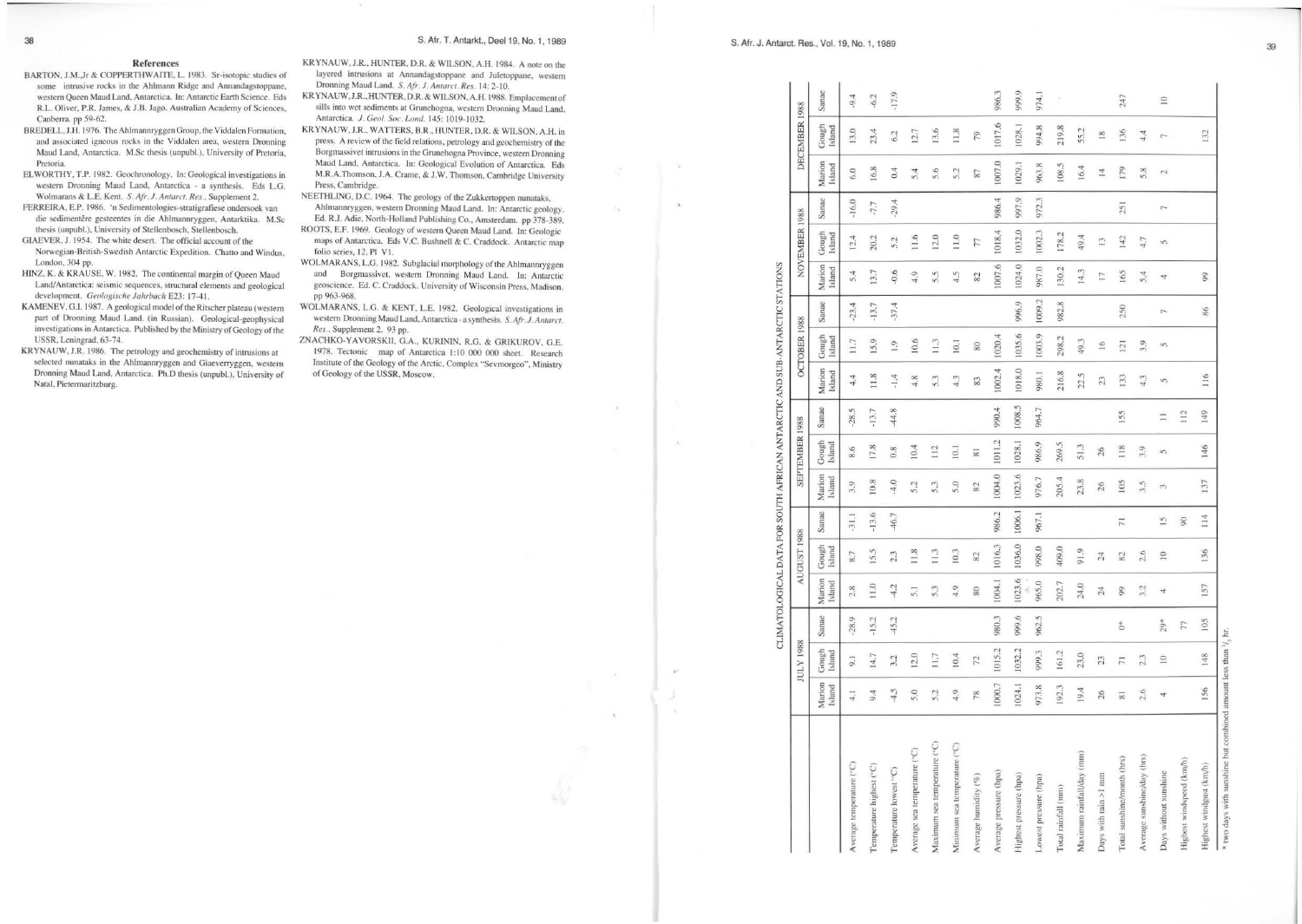## References

BARTON, J.M.,Jr & COPPERTHWAITE, L. 1983. Sr-isotopic studies of some intrusive rocks in the Ahlmann Ridge and Annandagstoppane, western Queen Maud Land, Antarctica. In: Antarctic Earth Science. Eds R.L. Oliver, P.R. James, & J.B. Jago. Australian Academy of Sciences, Canberra. pp 59-62.

BREDELL, J.H. 1976. The Ahlmannryggen Group, the Viddalen Formation, and associated igneous rocks in the Viddalen area, western Dronning Maud Land, Antarctica. M.Sc thesis (unpubl.), University of Pretoria, Pretoria.

ELWORTHY, T.P. 1982. Geochronology. In: Geological investigations in western Dronning Maud Land, Antarctica - a synthesis. Eds L.G. Wolmarans & L.E. Kent. *S. Afr. J. Antarct. Res.*, Supplement 2.

FERREIRA, E.P. 1986. 'n Sedimentologies-stratigrafiese ondersoek van die sedimentêre gesteentes in die Ahlmannryggen, Antarktika. M.Sc thesis (unpubl.), University of Stellenbosch, Stellenbosch.

GIAEVER, J. 1954. The white desert. The official account of the Norwegian-British-Swedish Antarctic Expedition. Chatto and Windus, London, 304 pp.

HINZ, K. & KRAUSE, W. 1982. The continental margin of Queen Maud Land/Antarctica: seismic sequences, structural elements and geological development. *Geologische Jahrbuch* E23: 17-41.

KAMENEV, G.I. 1987. A geological model of the Ritscher plateau (western part of Dronning Maud Land. (in Russian). Geological-geophysical investigations in Antarctica. Published by the Ministry of Geology of the USSR, Leningrad, 63-74.

KRYNAUW, J.R. 1986. The petrology and geochemistry of intrusions at selected nunataks in the Ahlmannryggen and Giaeverryggen, western Dronning Maud Land, Antarctica. Ph.D thesis (unpubl.), University of Natal, Pietermaritzburg.

KRYNAUW, J.R., HUNTER, D.R. & WILSON, A.H. 1984. A note on the layered intrusions at Annandagstoppane and Juletoppane, western Dronning Maud Land. *S. Afr. J. Antarct. Res.* 14: 2-10.

KRYNAUW, J.R., HUNTER, D.R. & WILSON, A.H. 1988. Emplacement of sills into wet sediments at Grunehogna, western Dronning Maud Land, Antarctica. *J. Geol. Soc. Lond.* 145: 1019-1032.

KRYNAUW, J.R., WATTERS, B.R., HUNTER, D.R. & WILSON, A.H. in press. A review of the field relations, petrology and geochemistry of the Borgmassivet intrusions in the Grunehogna Province, western Dronning Maud Land, Antarctica. In: Geological Evolution of Antarctica. Eds M.R.A.Thomson, J.A. Crame, & J.W. Thomson, Cambridge University Press, Cambridge.

NEETHLING, D.C. 1964. The geology of the Zukkertoppen nunataks, Ahlmannryggen, western Dronning Maud Land. In: Antarctic geology. Ed. R.J. Adie, North-Holland Publishing Co., Amsterdam. pp 378-389.

ROOTS, E.F. 1969. Geology of western Queen Maud Land. In: Geologic maps of Antarctica. Eds V.C. Bushnell & C. Craddock. Antarctic map folio series, 12, Pl V1.

WOLMARANS, L.G. 1982. Subglacial morphology of the Ahlmannryggen and Borgmassivet, western Dronning Maud Land. In: Antarctic geoscience. Ed. C. Craddock. University of Wisconsin Press, Madison. pp 963-968.

WOLMARANS, L.G. & KENT, L.E. 1982. Geological investigations in western Dronning Maud Land, Antarctica - a synthesis. *S. Afr. J. Antarct. Res.*, Supplement 2. 93 pp.

ZNACHKO-YAVORSKII, G.A., KURININ, R.G. & GRIKUROV, G.E. 1978. Tectonic map of Antarctica 1:10 000 000 sheet. Research Institute of the Geology of the Arctic, Complex "Sevmorgeo", Ministry of Geology of the USSR, Moscow.

## CLIMATOLOGICAL DATA FOR SOUTH AFRICAN ANTARCTIC AND SUB-ANTARCTIC STATIONS

| | JULY 1988 | | | AUGUST 1988 | | | SEPTEMBER 1988 | | | OCTOBER 1988 | | | NOVEMBER 1988 | | | DECEMBER 1988 | | |
|---|---|---|---|---|---|---|---|---|---|---|---|---|---|---|---|---|---|---|
| | Marion Island | Gough Island | Sanae | Marion Island | Gough Island | Sanae | Marion Island | Gough Island | Sanae | Marion Island | Gough Island | Sanae | Marion Island | Gough Island | Sanae | Marion Island | Gough Island | Sanae |
| Average temperature (°C) | 4.1 | 9.1 | -28.9 | 2.8 | 8.7 | -31.1 | 3.9 | 8.6 | -28.5 | 4.4 | 11.7 | -23.4 | 5.4 | 12.4 | -16.0 | 6.0 | 13.0 | -9.4 |
| Temperature highest (°C) | 9.4 | 14.7 | -15.2 | 11.0 | 15.5 | -13.6 | 10.8 | 17.8 | -13.7 | 11.8 | 15.9 | -13.7 | 13.7 | 20.2 | -7.7 | 16.8 | 23.4 | -6.2 |
| Temperature lowest (°C) | -4.5 | 3.2 | -45.2 | -4.2 | 2.3 | -46.7 | -4.0 | 0.8 | -44.8 | -1.4 | 1.9 | -37.4 | -0.6 | 5.2 | -29.4 | 0.4 | 6.2 | -17.9 |
| Average sea temperature (°C) | 5.0 | 12.0 | | 5.1 | 11.8 | | 5.2 | 10.4 | | 4.8 | 10.6 | | 4.9 | 11.6 | | 5.4 | 12.7 | |
| Maximum sea temperature (°C) | 5.2 | 11.7 | | 5.3 | 11.3 | | 5.3 | 11.2 | | 5.3 | 11.3 | | 5.5 | 12.0 | | 5.6 | 13.6 | |
| Minimum sea temperature (°C) | 4.9 | 10.4 | | 4.9 | 10.3 | | 5.0 | 10.1 | | 4.3 | 10.1 | | 4.5 | 11.0 | | 5.2 | 11.8 | |
| Average humidity (%) | 78 | 72 | | 80 | 82 | | 82 | 81 | | 83 | 80 | | 82 | 77 | | 87 | 79 | |
| Average pressure (hpa) | 1000.7 | 1015.2 | 980.3 | 1004.1 | 1016.3 | 986.2 | 1004.0 | 1011.2 | 990.4 | 1002.4 | 1020.4 | | 1007.6 | 1018.4 | 986.4 | 1007.0 | 1017.6 | 986.3 |
| Highest pressure (hpa) | 1024.1 | 1032.2 | 999.6 | 1023.6 | 1036.0 | 1006.1 | 1023.6 | 1028.1 | 1008.5 | 1018.0 | 1035.6 | 996.9 | 1024.0 | 1032.0 | 997.9 | 1029.1 | 1028.1 | 999.9 |
| Lowest pressure (hpa) | 973.8 | 999.3 | 962.5 | 965.0 | 998.0 | 967.1 | 976.7 | 986.9 | 964.7 | 980.1 | 1003.9 | 1009.2 | 987.0 | 1002.3 | 972.3 | 963.8 | 994.8 | 974.1 |
| Total rainfall (mm) | 192.3 | 161.2 | | 202.7 | 409.0 | | 205.4 | 269.5 | | 216.8 | 298.2 | 982.8 | 130.2 | 178.2 | | 108.5 | 219.8 | |
| Maximum rainfall/day (mm) | 19.4 | 23.0 | | 24.0 | 91.9 | | 23.8 | 51.3 | | 22.5 | 49.3 | | 14.3 | 49.4 | | 16.4 | 55.2 | |
| Days with rain >1 mm | 26 | 23 | | 24 | 24 | | 26 | 26 | | 23 | 16 | | 17 | 13 | | 14 | 18 | |
| Total sunshine/month (hrs) | 81 | 71 | 0* | 99 | 82 | 71 | 105 | 118 | 155 | 133 | 121 | 250 | 165 | 142 | 251 | 179 | 136 | 247 |
| Average sunshine/day (hrs) | 2.6 | 2.3 | | 3.2 | 2.6 | | 3.5 | 3.9 | | 4.3 | 3.9 | | 5.4 | 4.7 | | 5.8 | 4.4 | |
| Days without sunshine | 4 | 10 | 29* | 4 | 10 | 15 | 3 | 5 | 11 | 5 | 5 | 7 | 4 | 5 | 7 | 2 | 7 | 10 |
| Highest windspeed (km/h) | | | 77 | | | 90 | | | 112 | | | | | | | | | |
| Highest windgust (km/h) | 156 | 148 | 105 | 157 | 136 | 114 | 137 | 146 | 149 | 116 | | 86 | 99 | | | | 132 | |

\* two days with sunshine but combined amount less than 1/2 hr.